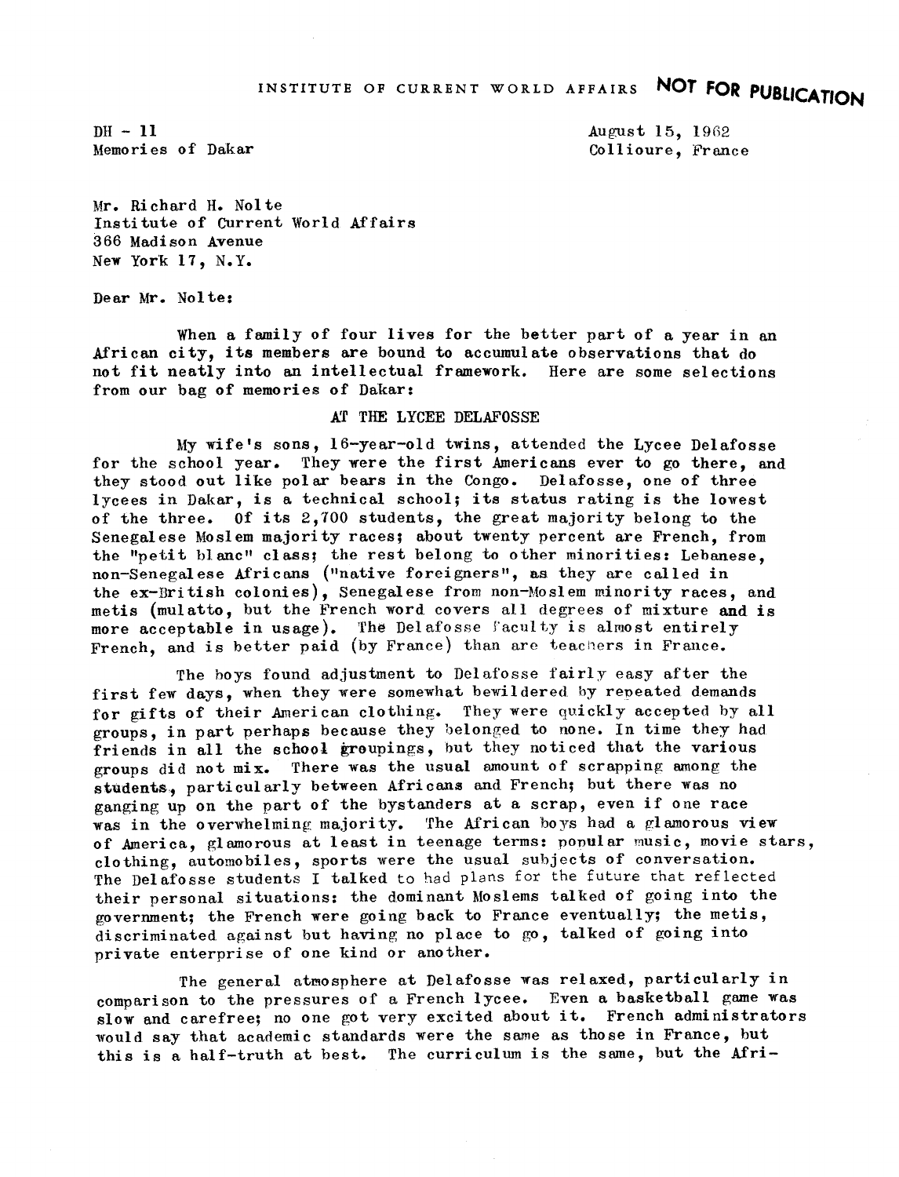INSTITUTE OF CURRENT WORLD AFFAIRS **NOT FOR PUBLICATION**

DH - 11
Memories of Dakar

August 15, 1962
Collioure, France

Mr. Richard H. Nolte
Institute of Current World Affairs
366 Madison Avenue
New York 17, N.Y.

Dear Mr. Nolte:

When a family of four lives for the better part of a year in an African city, its members are bound to accumulate observations that do not fit neatly into an intellectual framework. Here are some selections from our bag of memories of Dakar:

## AT THE LYCEE DELAFOSSE

My wife's sons, 16-year-old twins, attended the Lycee Delafosse for the school year. They were the first Americans ever to go there, and they stood out like polar bears in the Congo. Delafosse, one of three lycees in Dakar, is a technical school; its status rating is the lowest of the three. Of its 2,700 students, the great majority belong to the Senegalese Moslem majority races; about twenty percent are French, from the "petit blanc" class; the rest belong to other minorities: Lebanese, non-Senegalese Africans ("native foreigners", as they are called in the ex-British colonies), Senegalese from non-Moslem minority races, and metis (mulatto, but the French word covers all degrees of mixture and is more acceptable in usage). The Delafosse faculty is almost entirely French, and is better paid (by France) than are teachers in France.

The boys found adjustment to Delafosse fairly easy after the first few days, when they were somewhat bewildered by repeated demands for gifts of their American clothing. They were quickly accepted by all groups, in part perhaps because they belonged to none. In time they had friends in all the school groupings, but they noticed that the various groups did not mix. There was the usual amount of scrapping among the students, particularly between Africans and French; but there was no ganging up on the part of the bystanders at a scrap, even if one race was in the overwhelming majority. The African boys had a glamorous view of America, glamorous at least in teenage terms: popular music, movie stars, clothing, automobiles, sports were the usual subjects of conversation. The Delafosse students I talked to had plans for the future that reflected their personal situations: the dominant Moslems talked of going into the government; the French were going back to France eventually; the metis, discriminated against but having no place to go, talked of going into private enterprise of one kind or another.

The general atmosphere at Delafosse was relaxed, particularly in comparison to the pressures of a French lycee. Even a basketball game was slow and carefree; no one got very excited about it. French administrators would say that academic standards were the same as those in France, but this is a half-truth at best. The curriculum is the same, but the Afri-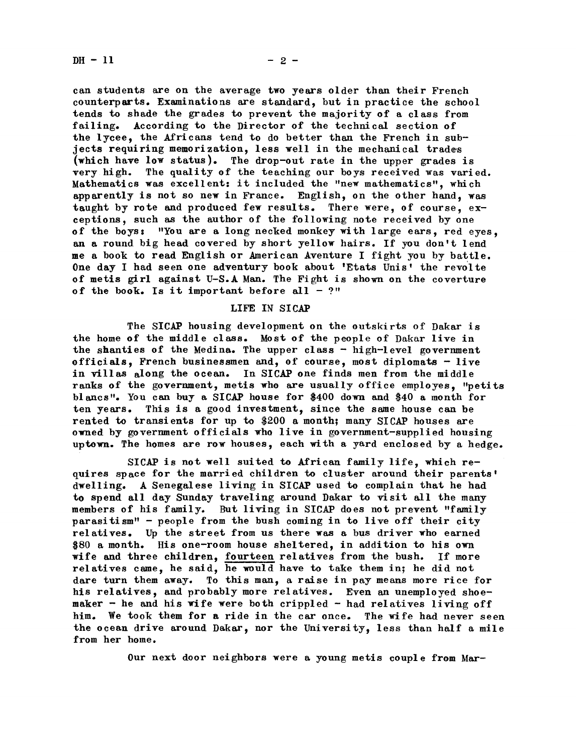can students are on the average two years older than their French counterparts. Examinations are standard, but in practice the school tends to shade the grades to prevent the majority of a class from failing. According to the Director of the technical section of the lycee, the Africans tend to do better than the French in subjects requiring memorization, less well in the mechanical trades (which have low status). The drop-out rate in the upper grades is very high. The quality of the teaching our boys received was varied. Mathematics was excellent: it included the "new mathematics", which apparently is not so new in France. English, on the other hand, was taught by rote and produced few results. There were, of course, exceptions, such as the author of the following note received by one of the boys: "You are a long necked monkey with large ears, red eyes, an a round big head covered by short yellow hairs. If you don't lend me a book to read English or American Aventure I fight you by battle. One day I had seen one adventury book about 'Etats Unis' the revolte of metis girl against U-S.A Man. The Fight is shown on the coverture of the book. Is it important before all - ?"

## LIFE IN SICAP

The SICAP housing development on the outskirts of Dakar is the home of the middle class. Most of the people of Dakar live in the shanties of the Medina. The upper class - high-level government officials, French businessmen and, of course, most diplomats - live in villas along the ocean. In SICAP one finds men from the middle ranks of the government, metis who are usually office employes, "petits blancs". You can buy a SICAP house for \$400 down and \$40 a month for ten years. This is a good investment, since the same house can be rented to transients for up to \$200 a month; many SICAP houses are owned by government officials who live in government-supplied housing uptown. The homes are row houses, each with a yard enclosed by a hedge.

SICAP is not well suited to African family life, which requires space for the married children to cluster around their parents' dwelling. A Senegalese living in SICAP used to complain that he had to spend all day Sunday traveling around Dakar to visit all the many members of his family. But living in SICAP does not prevent "family parasitism" - people from the bush coming in to live off their city relatives. Up the street from us there was a bus driver who earned \$80 a month. His one-room house sheltered, in addition to his own wife and three children, <u>fourteen</u> relatives from the bush. If more relatives came, he said, he would have to take them in; he did not dare turn them away. To this man, a raise in pay means more rice for his relatives, and probably more relatives. Even an unemployed shoemaker - he and his wife were both crippled - had relatives living off him. We took them for a ride in the car once. The wife had never seen the ocean drive around Dakar, nor the University, less than half a mile from her home.

Our next door neighbors were a young metis couple from Mar-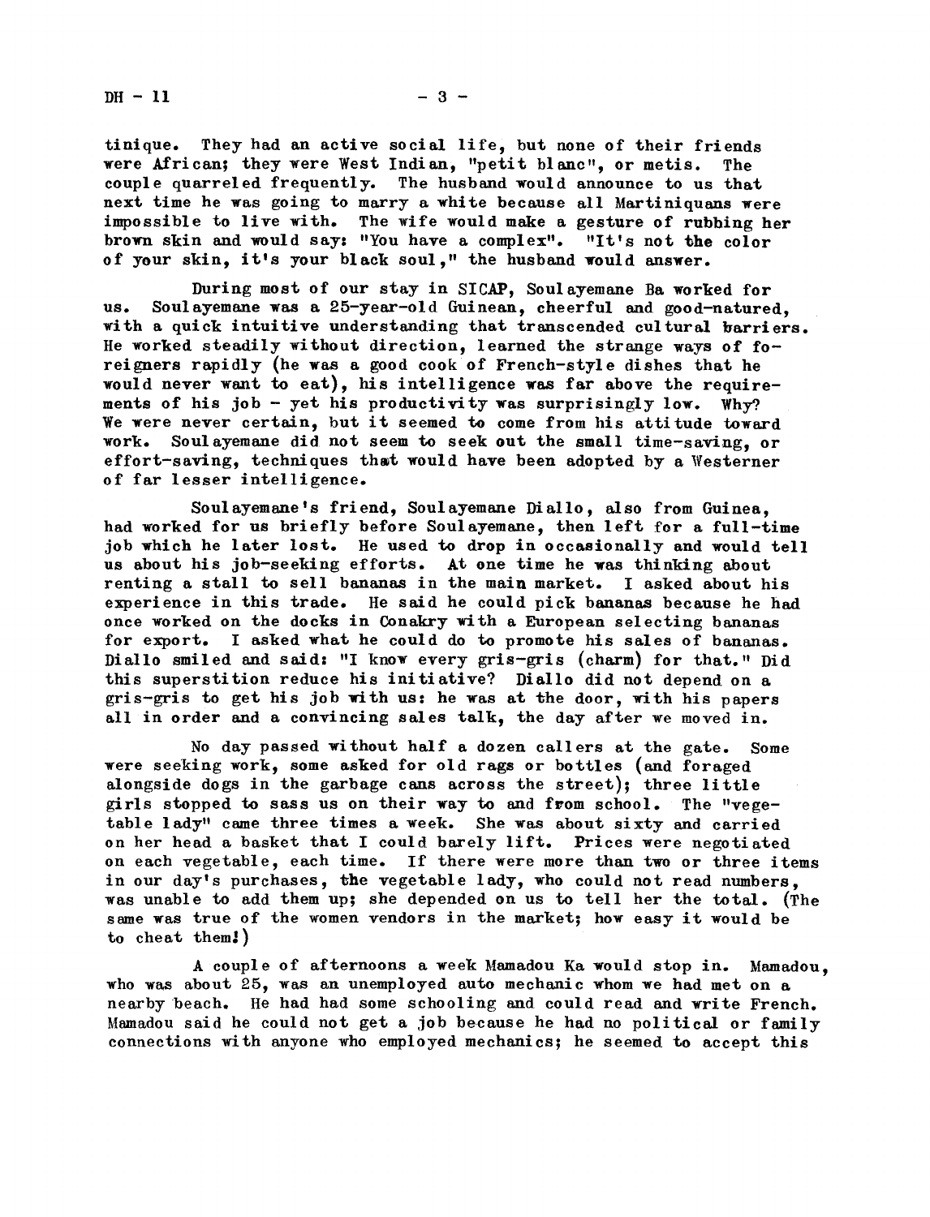tinique. They had an active social life, but none of their friends were African; they were West Indian, "petit blanc", or metis. The couple quarreled frequently. The husband would announce to us that next time he was going to marry a white because all Martiniquans were impossible to live with. The wife would make a gesture of rubbing her brown skin and would say: "You have a complex". "It's not the color of your skin, it's your black soul," the husband would answer.

During most of our stay in SICAP, Soulayemane Ba worked for us. Soulayemane was a 25-year-old Guinean, cheerful and good-natured, with a quick intuitive understanding that transcended cultural barriers. He worked steadily without direction, learned the strange ways of foreigners rapidly (he was a good cook of French-style dishes that he would never want to eat), his intelligence was far above the requirements of his job - yet his productivity was surprisingly low. Why? We were never certain, but it seemed to come from his attitude toward work. Soulayemane did not seem to seek out the small time-saving, or effort-saving, techniques that would have been adopted by a Westerner of far lesser intelligence.

Soulayemane's friend, Soulayemane Diallo, also from Guinea, had worked for us briefly before Soulayemane, then left for a full-time job which he later lost. He used to drop in occasionally and would tell us about his job-seeking efforts. At one time he was thinking about renting a stall to sell bananas in the main market. I asked about his experience in this trade. He said he could pick bananas because he had once worked on the docks in Conakry with a European selecting bananas for export. I asked what he could do to promote his sales of bananas. Diallo smiled and said: "I know every gris-gris (charm) for that." Did this superstition reduce his initiative? Diallo did not depend on a gris-gris to get his job with us: he was at the door, with his papers all in order and a convincing sales talk, the day after we moved in.

No day passed without half a dozen callers at the gate. Some were seeking work, some asked for old rags or bottles (and foraged alongside dogs in the garbage cans across the street); three little girls stopped to sass us on their way to and from school. The "vegetable lady" came three times a week. She was about sixty and carried on her head a basket that I could barely lift. Prices were negotiated on each vegetable, each time. If there were more than two or three items in our day's purchases, the vegetable lady, who could not read numbers, was unable to add them up; she depended on us to tell her the total. (The same was true of the women vendors in the market; how easy it would be to cheat them!)

A couple of afternoons a week Mamadou Ka would stop in. Mamadou, who was about 25, was an unemployed auto mechanic whom we had met on a nearby beach. He had had some schooling and could read and write French. Mamadou said he could not get a job because he had no political or family connections with anyone who employed mechanics; he seemed to accept this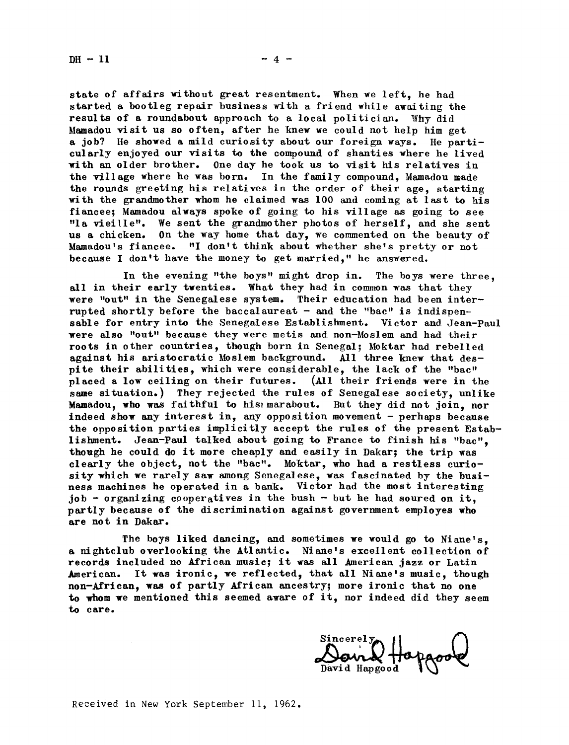state of affairs without great resentment. When we left, he had started a bootleg repair business with a friend while awaiting the results of a roundabout approach to a local politician. Why did Mamadou visit us so often, after he knew we could not help him get a job? He showed a mild curiosity about our foreign ways. He particularly enjoyed our visits to the compound of shanties where he lived with an older brother. One day he took us to visit his relatives in the village where he was born. In the family compound, Mamadou made the rounds greeting his relatives in the order of their age, starting with the grandmother whom he claimed was 100 and coming at last to his fiancee; Mamadou always spoke of going to his village as going to see "la vieille". We sent the grandmother photos of herself, and she sent us a chicken. On the way home that day, we commented on the beauty of Mamadou's fiancee. "I don't think about whether she's pretty or not because I don't have the money to get married," he answered.

In the evening "the boys" might drop in. The boys were three, all in their early twenties. What they had in common was that they were "out" in the Senegalese system. Their education had been interrupted shortly before the baccalaureat - and the "bac" is indispensable for entry into the Senegalese Establishment. Victor and Jean-Paul were also "out" because they were metis and non-Moslem and had their roots in other countries, though born in Senegal; Moktar had rebelled against his aristocratic Moslem background. All three knew that despite their abilities, which were considerable, the lack of the "bac" placed a low ceiling on their futures. (All their friends were in the same situation.) They rejected the rules of Senegalese society, unlike Mamadou, who was faithful to his marabout. But they did not join, nor indeed show any interest in, any opposition movement - perhaps because the opposition parties implicitly accept the rules of the present Establishment. Jean-Paul talked about going to France to finish his "bac", though he could do it more cheaply and easily in Dakar; the trip was clearly the object, not the "bac". Moktar, who had a restless curiosity which we rarely saw among Senegalese, was fascinated by the business machines he operated in a bank. Victor had the most interesting job - organizing cooperatives in the bush - but he had soured on it, partly because of the discrimination against government employes who are not in Dakar.

The boys liked dancing, and sometimes we would go to Niane's, a nightclub overlooking the Atlantic. Niane's excellent collection of records included no African music; it was all American jazz or Latin American. It was ironic, we reflected, that all Niane's music, though non-African, was of partly African ancestry; more ironic that no one to whom we mentioned this seemed aware of it, nor indeed did they seem to care.

Sincerely,

David Hapgood

Received in New York September 11, 1962.